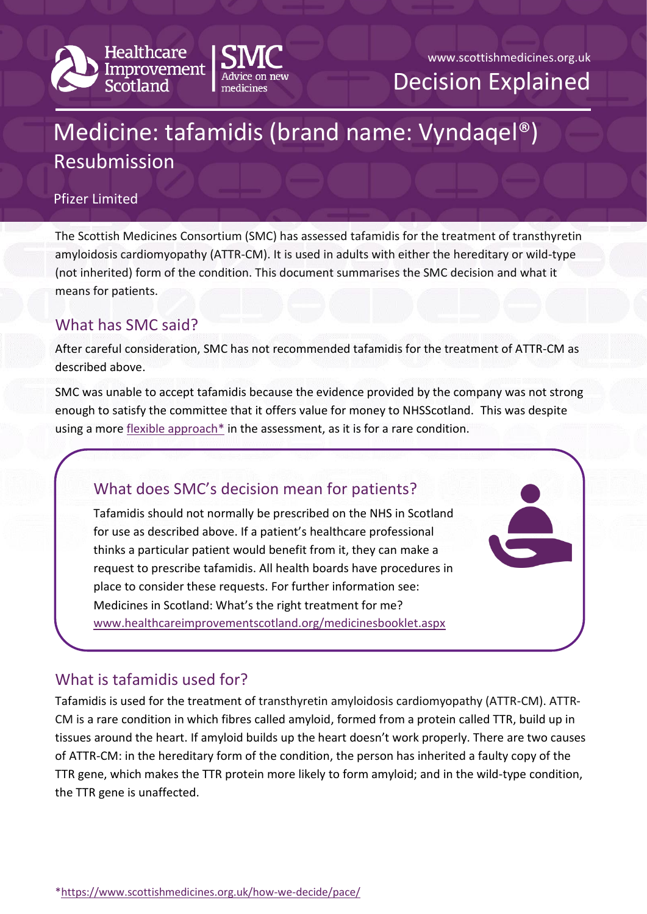Healthcare Improvement Scotland | SMC Advice on new medicines

www.scottishmedicines.org.uk

Decision Explained

# Medicine: tafamidis (brand name: Vyndaqel®)

## Resubmission

Pfizer Limited

The Scottish Medicines Consortium (SMC) has assessed tafamidis for the treatment of transthyretin amyloidosis cardiomyopathy (ATTR-CM). It is used in adults with either the hereditary or wild-type (not inherited) form of the condition. This document summarises the SMC decision and what it means for patients.

## What has SMC said?

After careful consideration, SMC has not recommended tafamidis for the treatment of ATTR-CM as described above.

SMC was unable to accept tafamidis because the evidence provided by the company was not strong enough to satisfy the committee that it offers value for money to NHSScotland. This was despite using a more flexible approach* in the assessment, as it is for a rare condition.

## What does SMC's decision mean for patients?

Tafamidis should not normally be prescribed on the NHS in Scotland for use as described above. If a patient's healthcare professional thinks a particular patient would benefit from it, they can make a request to prescribe tafamidis. All health boards have procedures in place to consider these requests. For further information see: Medicines in Scotland: What's the right treatment for me? www.healthcareimprovementscotland.org/medicinesbooklet.aspx

## What is tafamidis used for?

Tafamidis is used for the treatment of transthyretin amyloidosis cardiomyopathy (ATTR-CM). ATTR-CM is a rare condition in which fibres called amyloid, formed from a protein called TTR, build up in tissues around the heart. If amyloid builds up the heart doesn't work properly. There are two causes of ATTR-CM: in the hereditary form of the condition, the person has inherited a faulty copy of the TTR gene, which makes the TTR protein more likely to form amyloid; and in the wild-type condition, the TTR gene is unaffected.

*https://www.scottishmedicines.org.uk/how-we-decide/pace/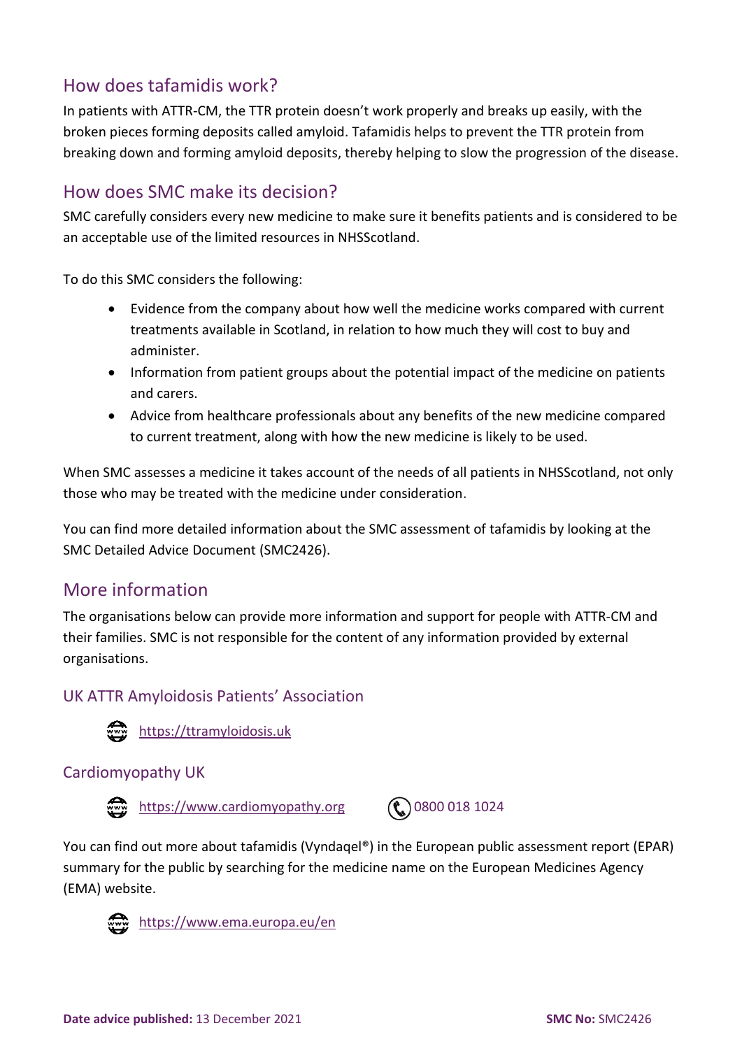## How does tafamidis work?

In patients with ATTR-CM, the TTR protein doesn't work properly and breaks up easily, with the broken pieces forming deposits called amyloid. Tafamidis helps to prevent the TTR protein from breaking down and forming amyloid deposits, thereby helping to slow the progression of the disease.

## How does SMC make its decision?

SMC carefully considers every new medicine to make sure it benefits patients and is considered to be an acceptable use of the limited resources in NHSScotland.

To do this SMC considers the following:

- Evidence from the company about how well the medicine works compared with current treatments available in Scotland, in relation to how much they will cost to buy and administer.
- Information from patient groups about the potential impact of the medicine on patients and carers.
- Advice from healthcare professionals about any benefits of the new medicine compared to current treatment, along with how the new medicine is likely to be used.

When SMC assesses a medicine it takes account of the needs of all patients in NHSScotland, not only those who may be treated with the medicine under consideration.

You can find more detailed information about the SMC assessment of tafamidis by looking at the SMC Detailed Advice Document (SMC2426).

## More information

The organisations below can provide more information and support for people with ATTR-CM and their families. SMC is not responsible for the content of any information provided by external organisations.

### UK ATTR Amyloidosis Patients' Association

https://ttramyloidosis.uk

### Cardiomyopathy UK

https://www.cardiomyopathy.org 0800 018 1024

You can find out more about tafamidis (Vyndaqel®) in the European public assessment report (EPAR) summary for the public by searching for the medicine name on the European Medicines Agency (EMA) website.

https://www.ema.europa.eu/en

**Date advice published:** 13 December 2021

**SMC No:** SMC2426